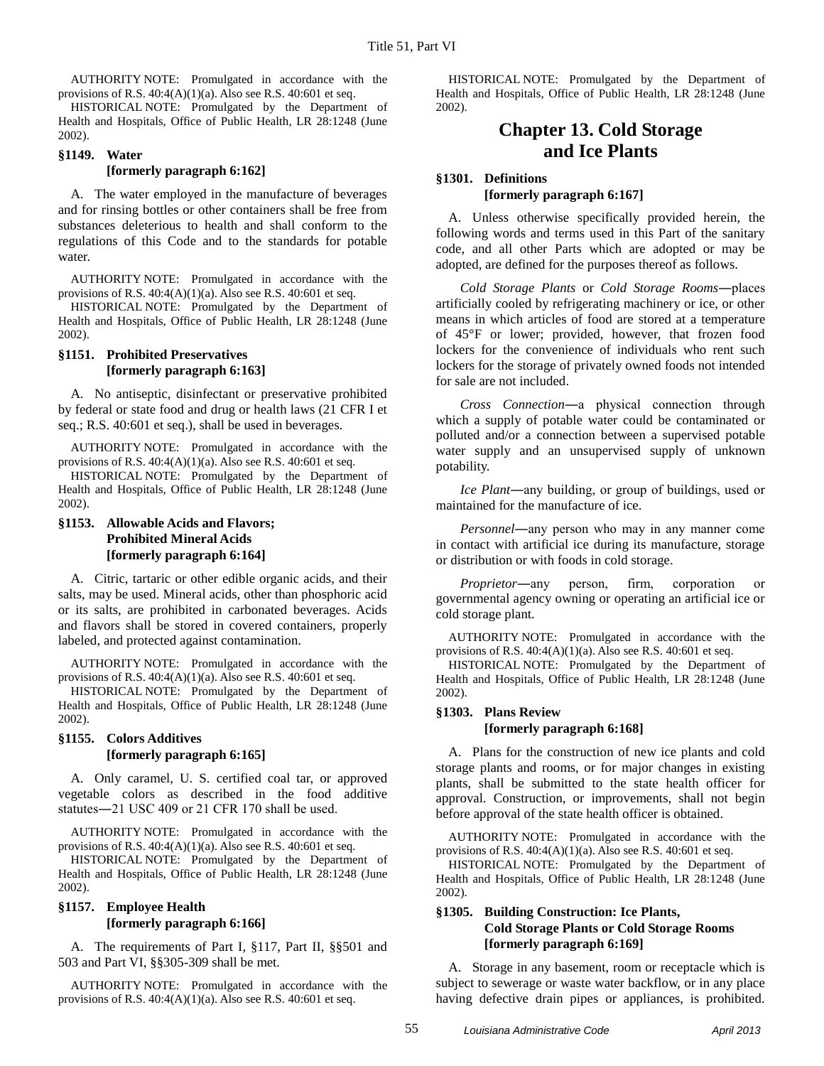AUTHORITY NOTE: Promulgated in accordance with the provisions of R.S. 40:4(A)(1)(a). Also see R.S. 40:601 et seq.

HISTORICAL NOTE: Promulgated by the Department of Health and Hospitals, Office of Public Health, LR 28:1248 (June 2002).

### §1149. Water [formerly paragraph 6:162]

A. The water employed in the manufacture of beverages and for rinsing bottles or other containers shall be free from substances deleterious to health and shall conform to the regulations of this Code and to the standards for potable water.

AUTHORITY NOTE: Promulgated in accordance with the provisions of R.S. 40:4(A)(1)(a). Also see R.S. 40:601 et seq.

HISTORICAL NOTE: Promulgated by the Department of Health and Hospitals, Office of Public Health, LR 28:1248 (June 2002).

### §1151. Prohibited Preservatives [formerly paragraph 6:163]

A. No antiseptic, disinfectant or preservative prohibited by federal or state food and drug or health laws (21 CFR I et seq.; R.S. 40:601 et seq.), shall be used in beverages.

AUTHORITY NOTE: Promulgated in accordance with the provisions of R.S. 40:4(A)(1)(a). Also see R.S. 40:601 et seq.

HISTORICAL NOTE: Promulgated by the Department of Health and Hospitals, Office of Public Health, LR 28:1248 (June 2002).

### §1153. Allowable Acids and Flavors; Prohibited Mineral Acids [formerly paragraph 6:164]

A. Citric, tartaric or other edible organic acids, and their salts, may be used. Mineral acids, other than phosphoric acid or its salts, are prohibited in carbonated beverages. Acids and flavors shall be stored in covered containers, properly labeled, and protected against contamination.

AUTHORITY NOTE: Promulgated in accordance with the provisions of R.S. 40:4(A)(1)(a). Also see R.S. 40:601 et seq.

HISTORICAL NOTE: Promulgated by the Department of Health and Hospitals, Office of Public Health, LR 28:1248 (June 2002).

### §1155. Colors Additives [formerly paragraph 6:165]

A. Only caramel, U. S. certified coal tar, or approved vegetable colors as described in the food additive statutes―21 USC 409 or 21 CFR 170 shall be used.

AUTHORITY NOTE: Promulgated in accordance with the provisions of R.S. 40:4(A)(1)(a). Also see R.S. 40:601 et seq.

HISTORICAL NOTE: Promulgated by the Department of Health and Hospitals, Office of Public Health, LR 28:1248 (June 2002).

### §1157. Employee Health [formerly paragraph 6:166]

A. The requirements of Part I, §117, Part II, §§501 and 503 and Part VI, §§305-309 shall be met.

AUTHORITY NOTE: Promulgated in accordance with the provisions of R.S. 40:4(A)(1)(a). Also see R.S. 40:601 et seq.

HISTORICAL NOTE: Promulgated by the Department of Health and Hospitals, Office of Public Health, LR 28:1248 (June 2002).

## Chapter 13. Cold Storage and Ice Plants

### §1301. Definitions [formerly paragraph 6:167]

A. Unless otherwise specifically provided herein, the following words and terms used in this Part of the sanitary code, and all other Parts which are adopted or may be adopted, are defined for the purposes thereof as follows.

*Cold Storage Plants* or *Cold Storage Rooms*―places artificially cooled by refrigerating machinery or ice, or other means in which articles of food are stored at a temperature of 45°F or lower; provided, however, that frozen food lockers for the convenience of individuals who rent such lockers for the storage of privately owned foods not intended for sale are not included.

*Cross Connection*―a physical connection through which a supply of potable water could be contaminated or polluted and/or a connection between a supervised potable water supply and an unsupervised supply of unknown potability.

*Ice Plant*―any building, or group of buildings, used or maintained for the manufacture of ice.

*Personnel*―any person who may in any manner come in contact with artificial ice during its manufacture, storage or distribution or with foods in cold storage.

*Proprietor*―any person, firm, corporation or governmental agency owning or operating an artificial ice or cold storage plant.

AUTHORITY NOTE: Promulgated in accordance with the provisions of R.S. 40:4(A)(1)(a). Also see R.S. 40:601 et seq.

HISTORICAL NOTE: Promulgated by the Department of Health and Hospitals, Office of Public Health, LR 28:1248 (June 2002).

### §1303. Plans Review [formerly paragraph 6:168]

A. Plans for the construction of new ice plants and cold storage plants and rooms, or for major changes in existing plants, shall be submitted to the state health officer for approval. Construction, or improvements, shall not begin before approval of the state health officer is obtained.

AUTHORITY NOTE: Promulgated in accordance with the provisions of R.S. 40:4(A)(1)(a). Also see R.S. 40:601 et seq.

HISTORICAL NOTE: Promulgated by the Department of Health and Hospitals, Office of Public Health, LR 28:1248 (June 2002).

### §1305. Building Construction: Ice Plants, Cold Storage Plants or Cold Storage Rooms [formerly paragraph 6:169]

A. Storage in any basement, room or receptacle which is subject to sewerage or waste water backflow, or in any place having defective drain pipes or appliances, is prohibited.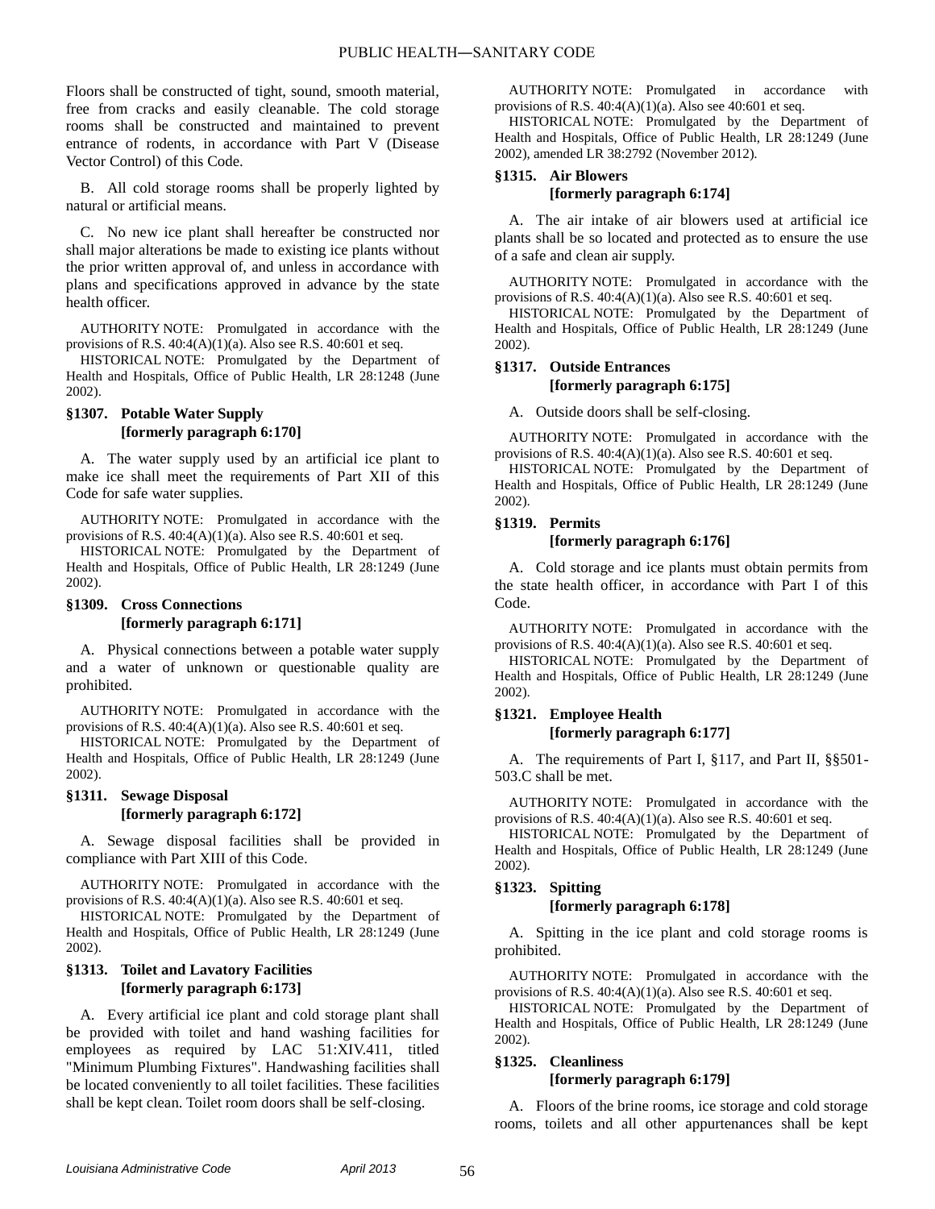Floors shall be constructed of tight, sound, smooth material, free from cracks and easily cleanable. The cold storage rooms shall be constructed and maintained to prevent entrance of rodents, in accordance with Part V (Disease Vector Control) of this Code.

B. All cold storage rooms shall be properly lighted by natural or artificial means.

C. No new ice plant shall hereafter be constructed nor shall major alterations be made to existing ice plants without the prior written approval of, and unless in accordance with plans and specifications approved in advance by the state health officer.

AUTHORITY NOTE: Promulgated in accordance with the provisions of R.S. 40:4(A)(1)(a). Also see R.S. 40:601 et seq.

HISTORICAL NOTE: Promulgated by the Department of Health and Hospitals, Office of Public Health, LR 28:1248 (June 2002).

### §1307. Potable Water Supply [formerly paragraph 6:170]

A. The water supply used by an artificial ice plant to make ice shall meet the requirements of Part XII of this Code for safe water supplies.

AUTHORITY NOTE: Promulgated in accordance with the provisions of R.S. 40:4(A)(1)(a). Also see R.S. 40:601 et seq.

HISTORICAL NOTE: Promulgated by the Department of Health and Hospitals, Office of Public Health, LR 28:1249 (June 2002).

### §1309. Cross Connections [formerly paragraph 6:171]

A. Physical connections between a potable water supply and a water of unknown or questionable quality are prohibited.

AUTHORITY NOTE: Promulgated in accordance with the provisions of R.S. 40:4(A)(1)(a). Also see R.S. 40:601 et seq.

HISTORICAL NOTE: Promulgated by the Department of Health and Hospitals, Office of Public Health, LR 28:1249 (June 2002).

### §1311. Sewage Disposal [formerly paragraph 6:172]

A. Sewage disposal facilities shall be provided in compliance with Part XIII of this Code.

AUTHORITY NOTE: Promulgated in accordance with the provisions of R.S. 40:4(A)(1)(a). Also see R.S. 40:601 et seq.

HISTORICAL NOTE: Promulgated by the Department of Health and Hospitals, Office of Public Health, LR 28:1249 (June 2002).

### §1313. Toilet and Lavatory Facilities [formerly paragraph 6:173]

A. Every artificial ice plant and cold storage plant shall be provided with toilet and hand washing facilities for employees as required by LAC 51:XIV.411, titled "Minimum Plumbing Fixtures". Handwashing facilities shall be located conveniently to all toilet facilities. These facilities shall be kept clean. Toilet room doors shall be self-closing.

AUTHORITY NOTE: Promulgated in accordance with provisions of R.S. 40:4(A)(1)(a). Also see 40:601 et seq.

HISTORICAL NOTE: Promulgated by the Department of Health and Hospitals, Office of Public Health, LR 28:1249 (June 2002), amended LR 38:2792 (November 2012).

### §1315. Air Blowers [formerly paragraph 6:174]

A. The air intake of air blowers used at artificial ice plants shall be so located and protected as to ensure the use of a safe and clean air supply.

AUTHORITY NOTE: Promulgated in accordance with the provisions of R.S. 40:4(A)(1)(a). Also see R.S. 40:601 et seq.

HISTORICAL NOTE: Promulgated by the Department of Health and Hospitals, Office of Public Health, LR 28:1249 (June 2002).

### §1317. Outside Entrances [formerly paragraph 6:175]

A. Outside doors shall be self-closing.

AUTHORITY NOTE: Promulgated in accordance with the provisions of R.S. 40:4(A)(1)(a). Also see R.S. 40:601 et seq.

HISTORICAL NOTE: Promulgated by the Department of Health and Hospitals, Office of Public Health, LR 28:1249 (June 2002).

### §1319. Permits [formerly paragraph 6:176]

A. Cold storage and ice plants must obtain permits from the state health officer, in accordance with Part I of this Code.

AUTHORITY NOTE: Promulgated in accordance with the provisions of R.S. 40:4(A)(1)(a). Also see R.S. 40:601 et seq.

HISTORICAL NOTE: Promulgated by the Department of Health and Hospitals, Office of Public Health, LR 28:1249 (June 2002).

### §1321. Employee Health [formerly paragraph 6:177]

A. The requirements of Part I, §117, and Part II, §§501-503.C shall be met.

AUTHORITY NOTE: Promulgated in accordance with the provisions of R.S. 40:4(A)(1)(a). Also see R.S. 40:601 et seq.

HISTORICAL NOTE: Promulgated by the Department of Health and Hospitals, Office of Public Health, LR 28:1249 (June 2002).

### §1323. Spitting [formerly paragraph 6:178]

A. Spitting in the ice plant and cold storage rooms is prohibited.

AUTHORITY NOTE: Promulgated in accordance with the provisions of R.S. 40:4(A)(1)(a). Also see R.S. 40:601 et seq.

HISTORICAL NOTE: Promulgated by the Department of Health and Hospitals, Office of Public Health, LR 28:1249 (June 2002).

### §1325. Cleanliness [formerly paragraph 6:179]

A. Floors of the brine rooms, ice storage and cold storage rooms, toilets and all other appurtenances shall be kept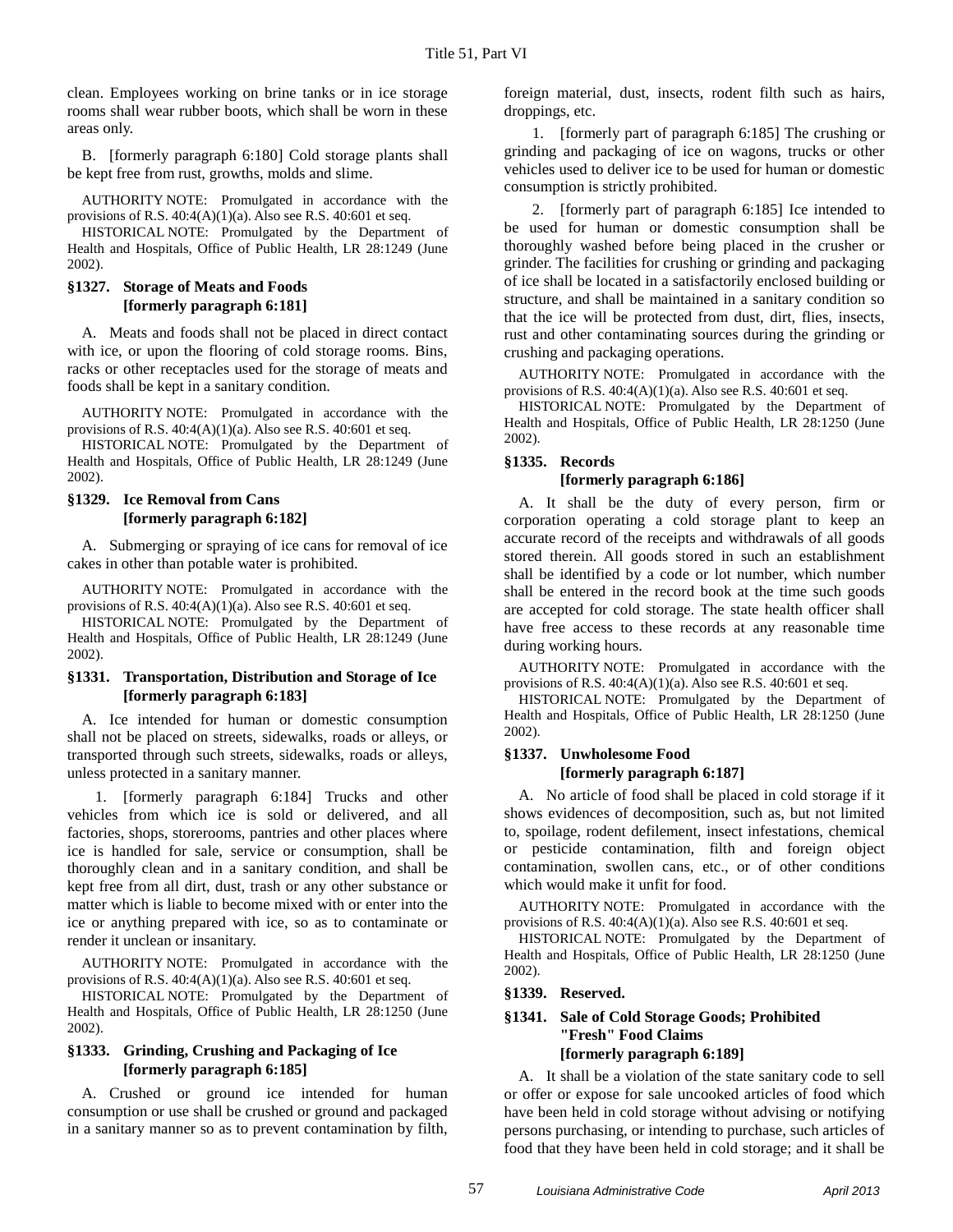clean. Employees working on brine tanks or in ice storage rooms shall wear rubber boots, which shall be worn in these areas only.

B. [formerly paragraph 6:180] Cold storage plants shall be kept free from rust, growths, molds and slime.

AUTHORITY NOTE: Promulgated in accordance with the provisions of R.S. 40:4(A)(1)(a). Also see R.S. 40:601 et seq.

HISTORICAL NOTE: Promulgated by the Department of Health and Hospitals, Office of Public Health, LR 28:1249 (June 2002).

### §1327. Storage of Meats and Foods [formerly paragraph 6:181]

A. Meats and foods shall not be placed in direct contact with ice, or upon the flooring of cold storage rooms. Bins, racks or other receptacles used for the storage of meats and foods shall be kept in a sanitary condition.

AUTHORITY NOTE: Promulgated in accordance with the provisions of R.S. 40:4(A)(1)(a). Also see R.S. 40:601 et seq.

HISTORICAL NOTE: Promulgated by the Department of Health and Hospitals, Office of Public Health, LR 28:1249 (June 2002).

### §1329. Ice Removal from Cans [formerly paragraph 6:182]

A. Submerging or spraying of ice cans for removal of ice cakes in other than potable water is prohibited.

AUTHORITY NOTE: Promulgated in accordance with the provisions of R.S. 40:4(A)(1)(a). Also see R.S. 40:601 et seq.

HISTORICAL NOTE: Promulgated by the Department of Health and Hospitals, Office of Public Health, LR 28:1249 (June 2002).

### §1331. Transportation, Distribution and Storage of Ice [formerly paragraph 6:183]

A. Ice intended for human or domestic consumption shall not be placed on streets, sidewalks, roads or alleys, or transported through such streets, sidewalks, roads or alleys, unless protected in a sanitary manner.

1. [formerly paragraph 6:184] Trucks and other vehicles from which ice is sold or delivered, and all factories, shops, storerooms, pantries and other places where ice is handled for sale, service or consumption, shall be thoroughly clean and in a sanitary condition, and shall be kept free from all dirt, dust, trash or any other substance or matter which is liable to become mixed with or enter into the ice or anything prepared with ice, so as to contaminate or render it unclean or insanitary.

AUTHORITY NOTE: Promulgated in accordance with the provisions of R.S. 40:4(A)(1)(a). Also see R.S. 40:601 et seq.

HISTORICAL NOTE: Promulgated by the Department of Health and Hospitals, Office of Public Health, LR 28:1250 (June 2002).

### §1333. Grinding, Crushing and Packaging of Ice [formerly paragraph 6:185]

A. Crushed or ground ice intended for human consumption or use shall be crushed or ground and packaged in a sanitary manner so as to prevent contamination by filth, foreign material, dust, insects, rodent filth such as hairs, droppings, etc.

1. [formerly part of paragraph 6:185] The crushing or grinding and packaging of ice on wagons, trucks or other vehicles used to deliver ice to be used for human or domestic consumption is strictly prohibited.

2. [formerly part of paragraph 6:185] Ice intended to be used for human or domestic consumption shall be thoroughly washed before being placed in the crusher or grinder. The facilities for crushing or grinding and packaging of ice shall be located in a satisfactorily enclosed building or structure, and shall be maintained in a sanitary condition so that the ice will be protected from dust, dirt, flies, insects, rust and other contaminating sources during the grinding or crushing and packaging operations.

AUTHORITY NOTE: Promulgated in accordance with the provisions of R.S. 40:4(A)(1)(a). Also see R.S. 40:601 et seq.

HISTORICAL NOTE: Promulgated by the Department of Health and Hospitals, Office of Public Health, LR 28:1250 (June 2002).

### §1335. Records [formerly paragraph 6:186]

A. It shall be the duty of every person, firm or corporation operating a cold storage plant to keep an accurate record of the receipts and withdrawals of all goods stored therein. All goods stored in such an establishment shall be identified by a code or lot number, which number shall be entered in the record book at the time such goods are accepted for cold storage. The state health officer shall have free access to these records at any reasonable time during working hours.

AUTHORITY NOTE: Promulgated in accordance with the provisions of R.S. 40:4(A)(1)(a). Also see R.S. 40:601 et seq.

HISTORICAL NOTE: Promulgated by the Department of Health and Hospitals, Office of Public Health, LR 28:1250 (June 2002).

### §1337. Unwholesome Food [formerly paragraph 6:187]

A. No article of food shall be placed in cold storage if it shows evidences of decomposition, such as, but not limited to, spoilage, rodent defilement, insect infestations, chemical or pesticide contamination, filth and foreign object contamination, swollen cans, etc., or of other conditions which would make it unfit for food.

AUTHORITY NOTE: Promulgated in accordance with the provisions of R.S. 40:4(A)(1)(a). Also see R.S. 40:601 et seq.

HISTORICAL NOTE: Promulgated by the Department of Health and Hospitals, Office of Public Health, LR 28:1250 (June 2002).

### §1339. Reserved.

### §1341. Sale of Cold Storage Goods; Prohibited "Fresh" Food Claims [formerly paragraph 6:189]

A. It shall be a violation of the state sanitary code to sell or offer or expose for sale uncooked articles of food which have been held in cold storage without advising or notifying persons purchasing, or intending to purchase, such articles of food that they have been held in cold storage; and it shall be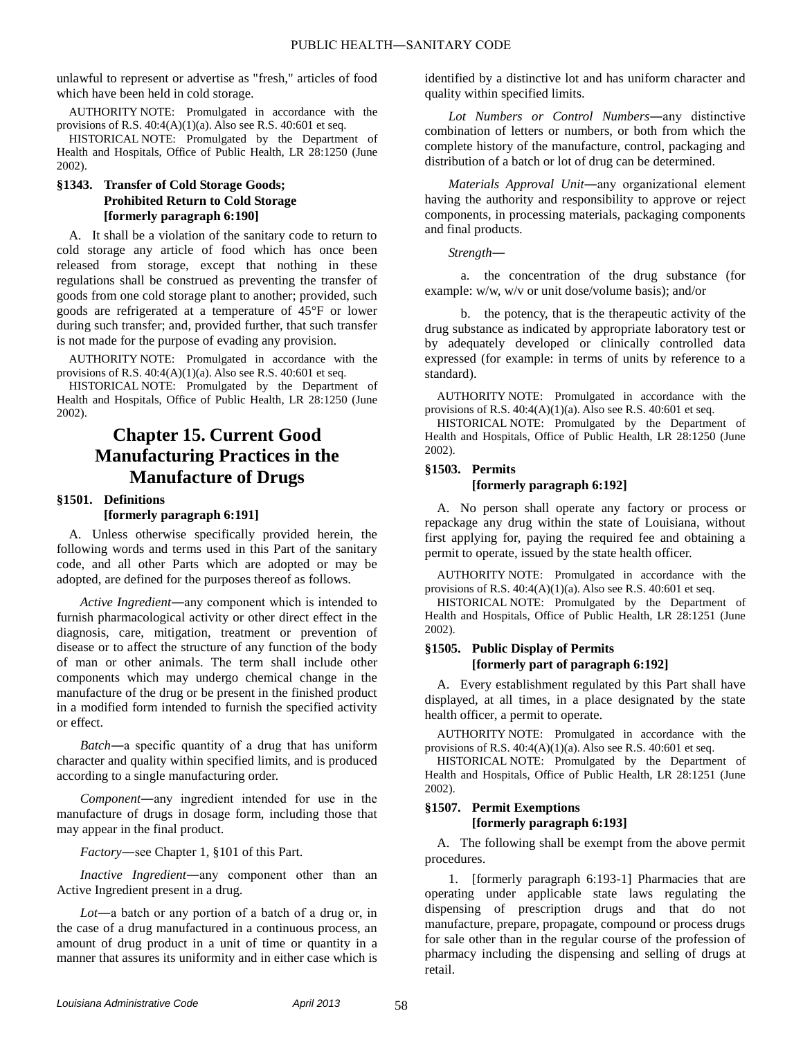unlawful to represent or advertise as "fresh," articles of food which have been held in cold storage.

AUTHORITY NOTE: Promulgated in accordance with the provisions of R.S. 40:4(A)(1)(a). Also see R.S. 40:601 et seq.

HISTORICAL NOTE: Promulgated by the Department of Health and Hospitals, Office of Public Health, LR 28:1250 (June 2002).

### §1343. Transfer of Cold Storage Goods; Prohibited Return to Cold Storage [formerly paragraph 6:190]

A. It shall be a violation of the sanitary code to return to cold storage any article of food which has once been released from storage, except that nothing in these regulations shall be construed as preventing the transfer of goods from one cold storage plant to another; provided, such goods are refrigerated at a temperature of 45°F or lower during such transfer; and, provided further, that such transfer is not made for the purpose of evading any provision.

AUTHORITY NOTE: Promulgated in accordance with the provisions of R.S. 40:4(A)(1)(a). Also see R.S. 40:601 et seq.

HISTORICAL NOTE: Promulgated by the Department of Health and Hospitals, Office of Public Health, LR 28:1250 (June 2002).

## Chapter 15. Current Good Manufacturing Practices in the Manufacture of Drugs

### §1501. Definitions [formerly paragraph 6:191]

A. Unless otherwise specifically provided herein, the following words and terms used in this Part of the sanitary code, and all other Parts which are adopted or may be adopted, are defined for the purposes thereof as follows.

*Active Ingredient*―any component which is intended to furnish pharmacological activity or other direct effect in the diagnosis, care, mitigation, treatment or prevention of disease or to affect the structure of any function of the body of man or other animals. The term shall include other components which may undergo chemical change in the manufacture of the drug or be present in the finished product in a modified form intended to furnish the specified activity or effect.

*Batch*―a specific quantity of a drug that has uniform character and quality within specified limits, and is produced according to a single manufacturing order.

*Component*―any ingredient intended for use in the manufacture of drugs in dosage form, including those that may appear in the final product.

*Factory*―see Chapter 1, §101 of this Part.

*Inactive Ingredient*―any component other than an Active Ingredient present in a drug.

*Lot*―a batch or any portion of a batch of a drug or, in the case of a drug manufactured in a continuous process, an amount of drug product in a unit of time or quantity in a manner that assures its uniformity and in either case which is identified by a distinctive lot and has uniform character and quality within specified limits.

*Lot Numbers or Control Numbers*―any distinctive combination of letters or numbers, or both from which the complete history of the manufacture, control, packaging and distribution of a batch or lot of drug can be determined.

*Materials Approval Unit*―any organizational element having the authority and responsibility to approve or reject components, in processing materials, packaging components and final products.

*Strength*―

a. the concentration of the drug substance (for example: w/w, w/v or unit dose/volume basis); and/or

b. the potency, that is the therapeutic activity of the drug substance as indicated by appropriate laboratory test or by adequately developed or clinically controlled data expressed (for example: in terms of units by reference to a standard).

AUTHORITY NOTE: Promulgated in accordance with the provisions of R.S. 40:4(A)(1)(a). Also see R.S. 40:601 et seq.

HISTORICAL NOTE: Promulgated by the Department of Health and Hospitals, Office of Public Health, LR 28:1250 (June 2002).

### §1503. Permits [formerly paragraph 6:192]

A. No person shall operate any factory or process or repackage any drug within the state of Louisiana, without first applying for, paying the required fee and obtaining a permit to operate, issued by the state health officer.

AUTHORITY NOTE: Promulgated in accordance with the provisions of R.S. 40:4(A)(1)(a). Also see R.S. 40:601 et seq.

HISTORICAL NOTE: Promulgated by the Department of Health and Hospitals, Office of Public Health, LR 28:1251 (June 2002).

### §1505. Public Display of Permits [formerly part of paragraph 6:192]

A. Every establishment regulated by this Part shall have displayed, at all times, in a place designated by the state health officer, a permit to operate.

AUTHORITY NOTE: Promulgated in accordance with the provisions of R.S. 40:4(A)(1)(a). Also see R.S. 40:601 et seq.

HISTORICAL NOTE: Promulgated by the Department of Health and Hospitals, Office of Public Health, LR 28:1251 (June 2002).

### §1507. Permit Exemptions [formerly paragraph 6:193]

A. The following shall be exempt from the above permit procedures.

1. [formerly paragraph 6:193-1] Pharmacies that are operating under applicable state laws regulating the dispensing of prescription drugs and that do not manufacture, prepare, propagate, compound or process drugs for sale other than in the regular course of the profession of pharmacy including the dispensing and selling of drugs at retail.